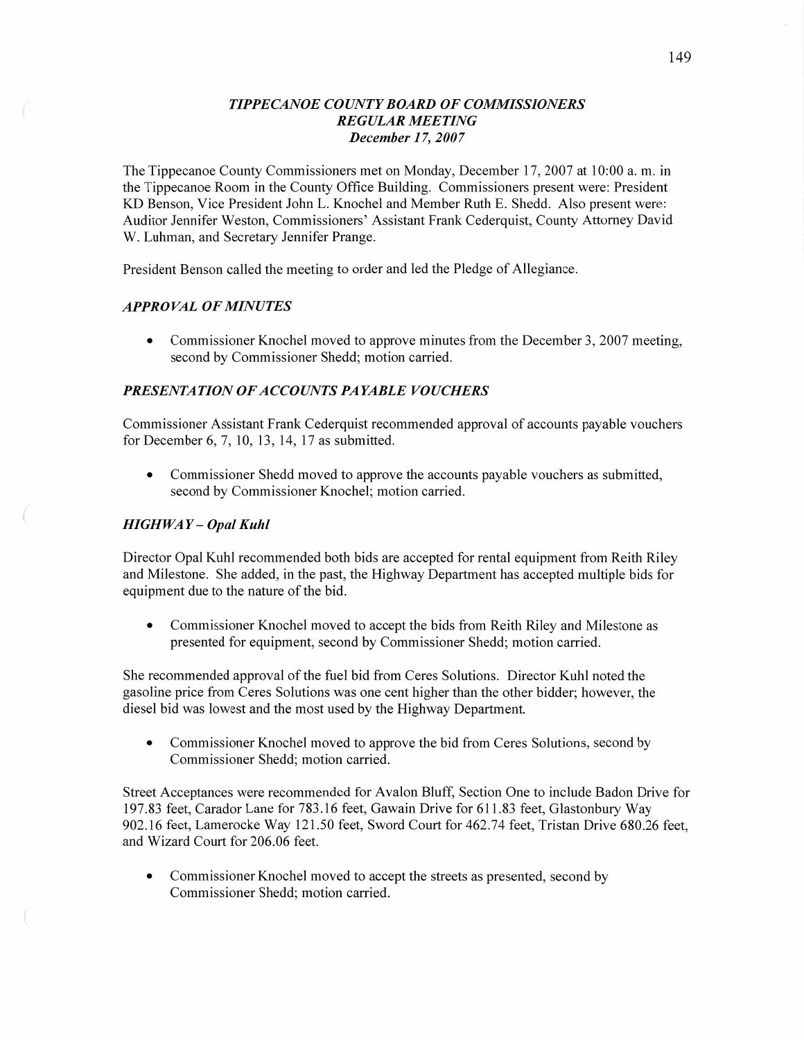# *TIPPECANOE COUNTY BOARD OF COMMISSIONERS*
## *REGULAR MEETING*
### *December 17, 2007*

The Tippecanoe County Commissioners met on Monday, December 17, 2007 at 10:00 a. m. in the Tippecanoe Room in the County Office Building. Commissioners present were: President KD Benson, Vice President John L. Knochel and Member Ruth E. Shedd. Also present were: Auditor Jennifer Weston, Commissioners' Assistant Frank Cederquist, County Attorney David W. Luhman, and Secretary Jennifer Prange.

President Benson called the meeting to order and led the Pledge of Allegiance.

### *APPROVAL OF MINUTES*

- Commissioner Knochel moved to approve minutes from the December 3, 2007 meeting, second by Commissioner Shedd; motion carried.

### *PRESENTATION OF ACCOUNTS PAYABLE VOUCHERS*

Commissioner Assistant Frank Cederquist recommended approval of accounts payable vouchers for December 6, 7, 10, 13, 14, 17 as submitted.

- Commissioner Shedd moved to approve the accounts payable vouchers as submitted, second by Commissioner Knochel; motion carried.

### *HIGHWAY – Opal Kuhl*

Director Opal Kuhl recommended both bids are accepted for rental equipment from Reith Riley and Milestone. She added, in the past, the Highway Department has accepted multiple bids for equipment due to the nature of the bid.

- Commissioner Knochel moved to accept the bids from Reith Riley and Milestone as presented for equipment, second by Commissioner Shedd; motion carried.

She recommended approval of the fuel bid from Ceres Solutions. Director Kuhl noted the gasoline price from Ceres Solutions was one cent higher than the other bidder; however, the diesel bid was lowest and the most used by the Highway Department.

- Commissioner Knochel moved to approve the bid from Ceres Solutions, second by Commissioner Shedd; motion carried.

Street Acceptances were recommended for Avalon Bluff, Section One to include Badon Drive for 197.83 feet, Carador Lane for 783.16 feet, Gawain Drive for 611.83 feet, Glastonbury Way 902.16 feet, Lamerocke Way 121.50 feet, Sword Court for 462.74 feet, Tristan Drive 680.26 feet, and Wizard Court for 206.06 feet.

- Commissioner Knochel moved to accept the streets as presented, second by Commissioner Shedd; motion carried.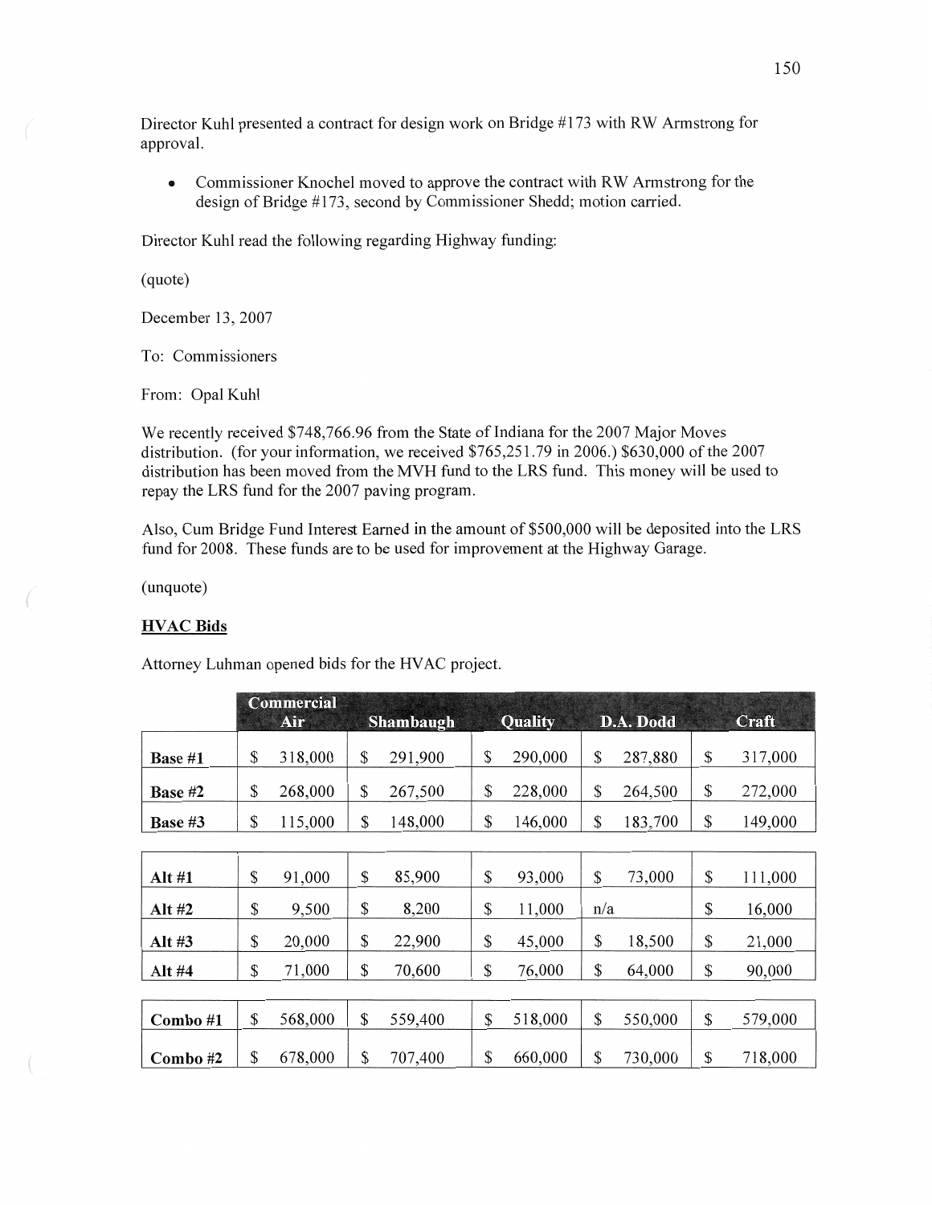Director Kuhl presented a contract for design work on Bridge #173 with RW Armstrong for approval.

- Commissioner Knochel moved to approve the contract with RW Armstrong for the design of Bridge #173, second by Commissioner Shedd; motion carried.

Director Kuhl read the following regarding Highway funding:

(quote)

December 13, 2007

To: Commissioners

From: Opal Kuhl

We recently received $748,766.96 from the State of Indiana for the 2007 Major Moves distribution. (for your information, we received $765,251.79 in 2006.) $630,000 of the 2007 distribution has been moved from the MVH fund to the LRS fund. This money will be used to repay the LRS fund for the 2007 paving program.

Also, Cum Bridge Fund Interest Earned in the amount of $500,000 will be deposited into the LRS fund for 2008. These funds are to be used for improvement at the Highway Garage.

(unquote)

**HVAC Bids**

Attorney Luhman opened bids for the HVAC project.

| | Commercial Air | Shambaugh | Quality | D.A. Dodd | Craft |
|---|---|---|---|---|---|
| Base #1 | $ 318,000 | $ 291,900 | $ 290,000 | $ 287,880 | $ 317,000 |
| Base #2 | $ 268,000 | $ 267,500 | $ 228,000 | $ 264,500 | $ 272,000 |
| Base #3 | $ 115,000 | $ 148,000 | $ 146,000 | $ 183,700 | $ 149,000 |
| Alt #1 | $ 91,000 | $ 85,900 | $ 93,000 | $ 73,000 | $ 111,000 |
| Alt #2 | $ 9,500 | $ 8,200 | $ 11,000 | n/a | $ 16,000 |
| Alt #3 | $ 20,000 | $ 22,900 | $ 45,000 | $ 18,500 | $ 21,000 |
| Alt #4 | $ 71,000 | $ 70,600 | $ 76,000 | $ 64,000 | $ 90,000 |
| Combo #1 | $ 568,000 | $ 559,400 | $ 518,000 | $ 550,000 | $ 579,000 |
| Combo #2 | $ 678,000 | $ 707,400 | $ 660,000 | $ 730,000 | $ 718,000 |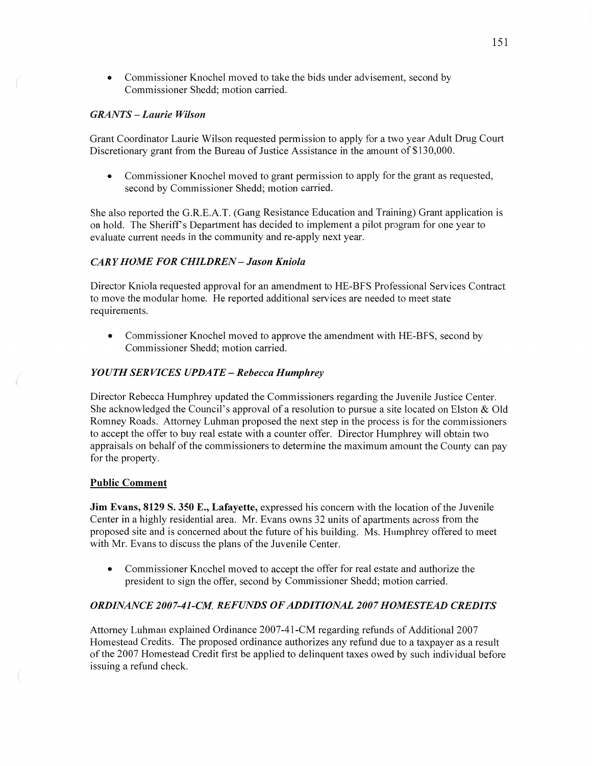- Commissioner Knochel moved to take the bids under advisement, second by Commissioner Shedd; motion carried.

### *GRANTS – Laurie Wilson*

Grant Coordinator Laurie Wilson requested permission to apply for a two year Adult Drug Court Discretionary grant from the Bureau of Justice Assistance in the amount of $130,000.

- Commissioner Knochel moved to grant permission to apply for the grant as requested, second by Commissioner Shedd; motion carried.

She also reported the G.R.E.A.T. (Gang Resistance Education and Training) Grant application is on hold. The Sheriff's Department has decided to implement a pilot program for one year to evaluate current needs in the community and re-apply next year.

### *CARY HOME FOR CHILDREN – Jason Kniola*

Director Kniola requested approval for an amendment to HE-BFS Professional Services Contract to move the modular home. He reported additional services are needed to meet state requirements.

- Commissioner Knochel moved to approve the amendment with HE-BFS, second by Commissioner Shedd; motion carried.

### *YOUTH SERVICES UPDATE – Rebecca Humphrey*

Director Rebecca Humphrey updated the Commissioners regarding the Juvenile Justice Center. She acknowledged the Council's approval of a resolution to pursue a site located on Elston & Old Romney Roads. Attorney Luhman proposed the next step in the process is for the commissioners to accept the offer to buy real estate with a counter offer. Director Humphrey will obtain two appraisals on behalf of the commissioners to determine the maximum amount the County can pay for the property.

### **Public Comment**

**Jim Evans, 8129 S. 350 E., Lafayette,** expressed his concern with the location of the Juvenile Center in a highly residential area. Mr. Evans owns 32 units of apartments across from the proposed site and is concerned about the future of his building. Ms. Humphrey offered to meet with Mr. Evans to discuss the plans of the Juvenile Center.

- Commissioner Knochel moved to accept the offer for real estate and authorize the president to sign the offer, second by Commissioner Shedd; motion carried.

### *ORDINANCE 2007-41-CM, REFUNDS OF ADDITIONAL 2007 HOMESTEAD CREDITS*

Attorney Luhman explained Ordinance 2007-41-CM regarding refunds of Additional 2007 Homestead Credits. The proposed ordinance authorizes any refund due to a taxpayer as a result of the 2007 Homestead Credit first be applied to delinquent taxes owed by such individual before issuing a refund check.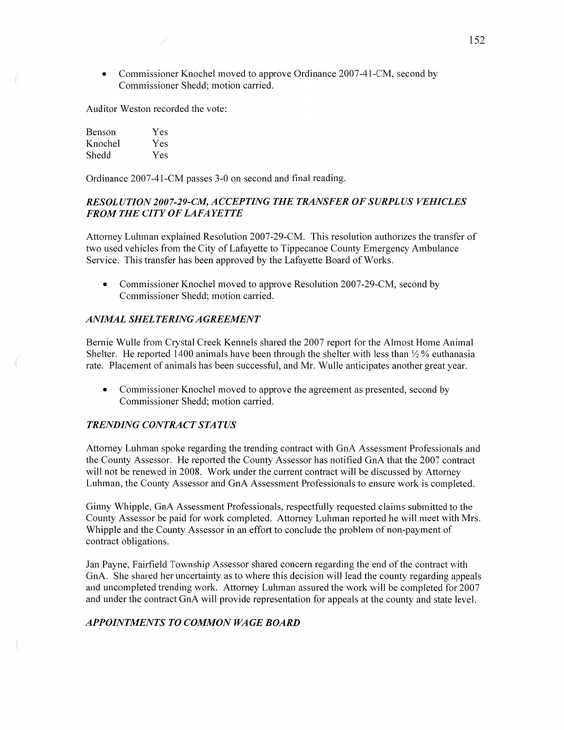- Commissioner Knochel moved to approve Ordinance 2007-41-CM, second by Commissioner Shedd; motion carried.

Auditor Weston recorded the vote:

| | |
|---|---|
| Benson | Yes |
| Knochel | Yes |
| Shedd | Yes |

Ordinance 2007-41-CM passes 3-0 on second and final reading.

### *RESOLUTION 2007-29-CM, ACCEPTING THE TRANSFER OF SURPLUS VEHICLES FROM THE CITY OF LAFAYETTE*

Attorney Luhman explained Resolution 2007-29-CM. This resolution authorizes the transfer of two used vehicles from the City of Lafayette to Tippecanoe County Emergency Ambulance Service. This transfer has been approved by the Lafayette Board of Works.

- Commissioner Knochel moved to approve Resolution 2007-29-CM, second by Commissioner Shedd; motion carried.

### *ANIMAL SHELTERING AGREEMENT*

Bernie Wulle from Crystal Creek Kennels shared the 2007 report for the Almost Home Animal Shelter. He reported 1400 animals have been through the shelter with less than ½ % euthanasia rate. Placement of animals has been successful, and Mr. Wulle anticipates another great year.

- Commissioner Knochel moved to approve the agreement as presented, second by Commissioner Shedd; motion carried.

### *TRENDING CONTRACT STATUS*

Attorney Luhman spoke regarding the trending contract with GnA Assessment Professionals and the County Assessor. He reported the County Assessor has notified GnA that the 2007 contract will not be renewed in 2008. Work under the current contract will be discussed by Attorney Luhman, the County Assessor and GnA Assessment Professionals to ensure work is completed.

Ginny Whipple, GnA Assessment Professionals, respectfully requested claims submitted to the County Assessor be paid for work completed. Attorney Luhman reported he will meet with Mrs. Whipple and the County Assessor in an effort to conclude the problem of non-payment of contract obligations.

Jan Payne, Fairfield Township Assessor shared concern regarding the end of the contract with GnA. She shared her uncertainty as to where this decision will lead the county regarding appeals and uncompleted trending work. Attorney Luhman assured the work will be completed for 2007 and under the contract GnA will provide representation for appeals at the county and state level.

### *APPOINTMENTS TO COMMON WAGE BOARD*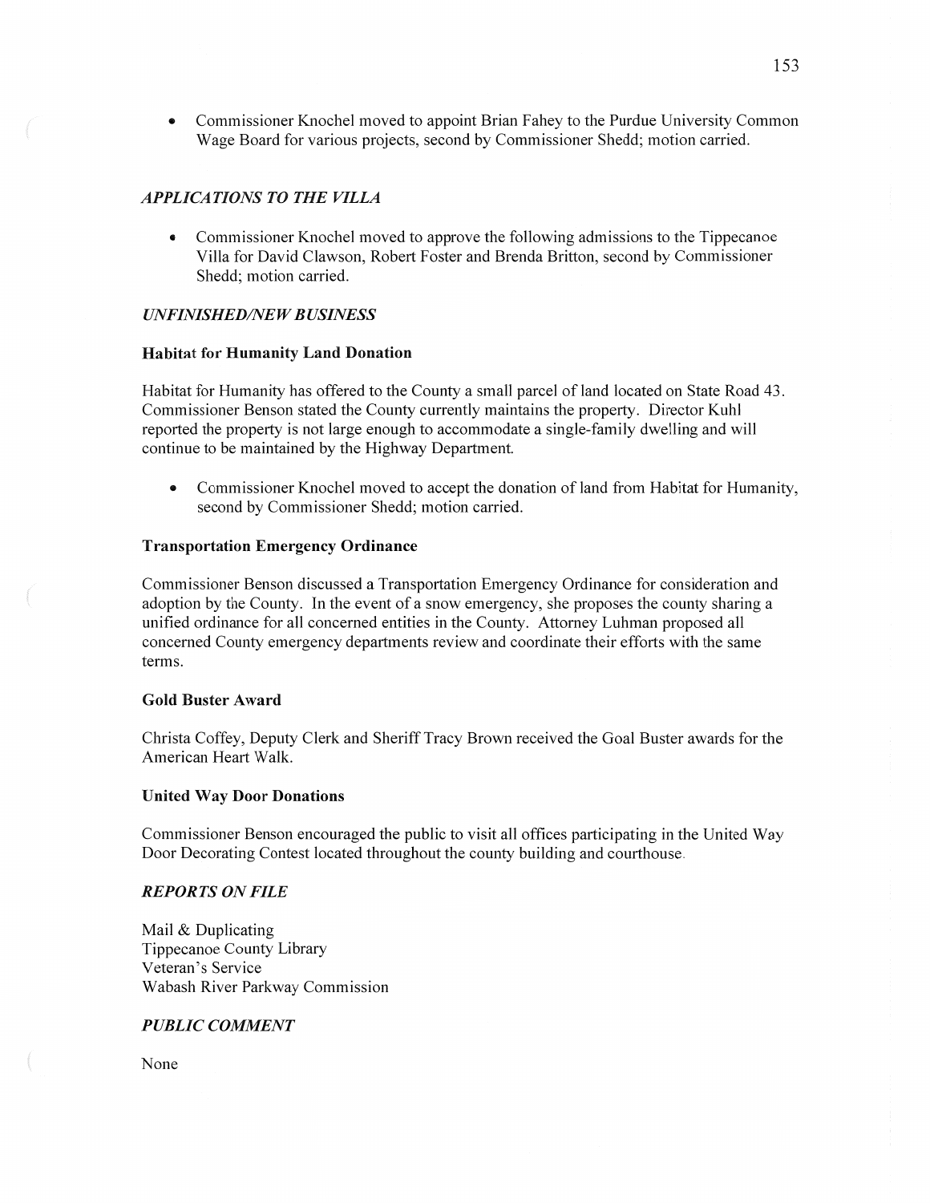- Commissioner Knochel moved to appoint Brian Fahey to the Purdue University Common Wage Board for various projects, second by Commissioner Shedd; motion carried.

## *APPLICATIONS TO THE VILLA*

- Commissioner Knochel moved to approve the following admissions to the Tippecanoe Villa for David Clawson, Robert Foster and Brenda Britton, second by Commissioner Shedd; motion carried.

## *UNFINISHED/NEW BUSINESS*

### Habitat for Humanity Land Donation

Habitat for Humanity has offered to the County a small parcel of land located on State Road 43. Commissioner Benson stated the County currently maintains the property. Director Kuhl reported the property is not large enough to accommodate a single-family dwelling and will continue to be maintained by the Highway Department.

- Commissioner Knochel moved to accept the donation of land from Habitat for Humanity, second by Commissioner Shedd; motion carried.

### Transportation Emergency Ordinance

Commissioner Benson discussed a Transportation Emergency Ordinance for consideration and adoption by the County. In the event of a snow emergency, she proposes the county sharing a unified ordinance for all concerned entities in the County. Attorney Luhman proposed all concerned County emergency departments review and coordinate their efforts with the same terms.

### Gold Buster Award

Christa Coffey, Deputy Clerk and Sheriff Tracy Brown received the Goal Buster awards for the American Heart Walk.

### United Way Door Donations

Commissioner Benson encouraged the public to visit all offices participating in the United Way Door Decorating Contest located throughout the county building and courthouse.

## *REPORTS ON FILE*

Mail & Duplicating
Tippecanoe County Library
Veteran's Service
Wabash River Parkway Commission

## *PUBLIC COMMENT*

None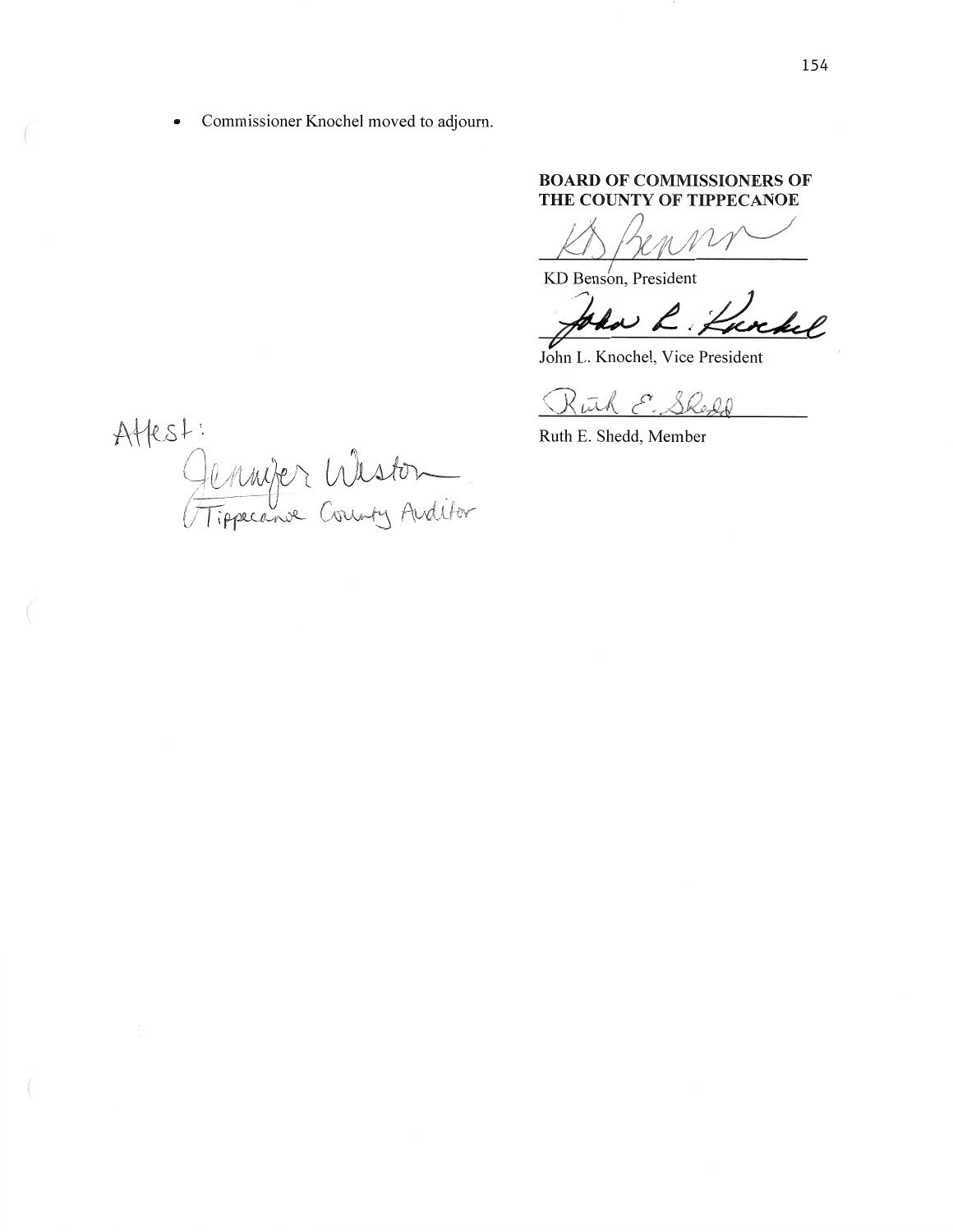- Commissioner Knochel moved to adjourn.

**BOARD OF COMMISSIONERS OF THE COUNTY OF TIPPECANOE**

KD Benson, President

John L. Knochel, Vice President

Ruth E. Shedd, Member

Attest:

Jennifer Weston

Tippecanoe County Auditor